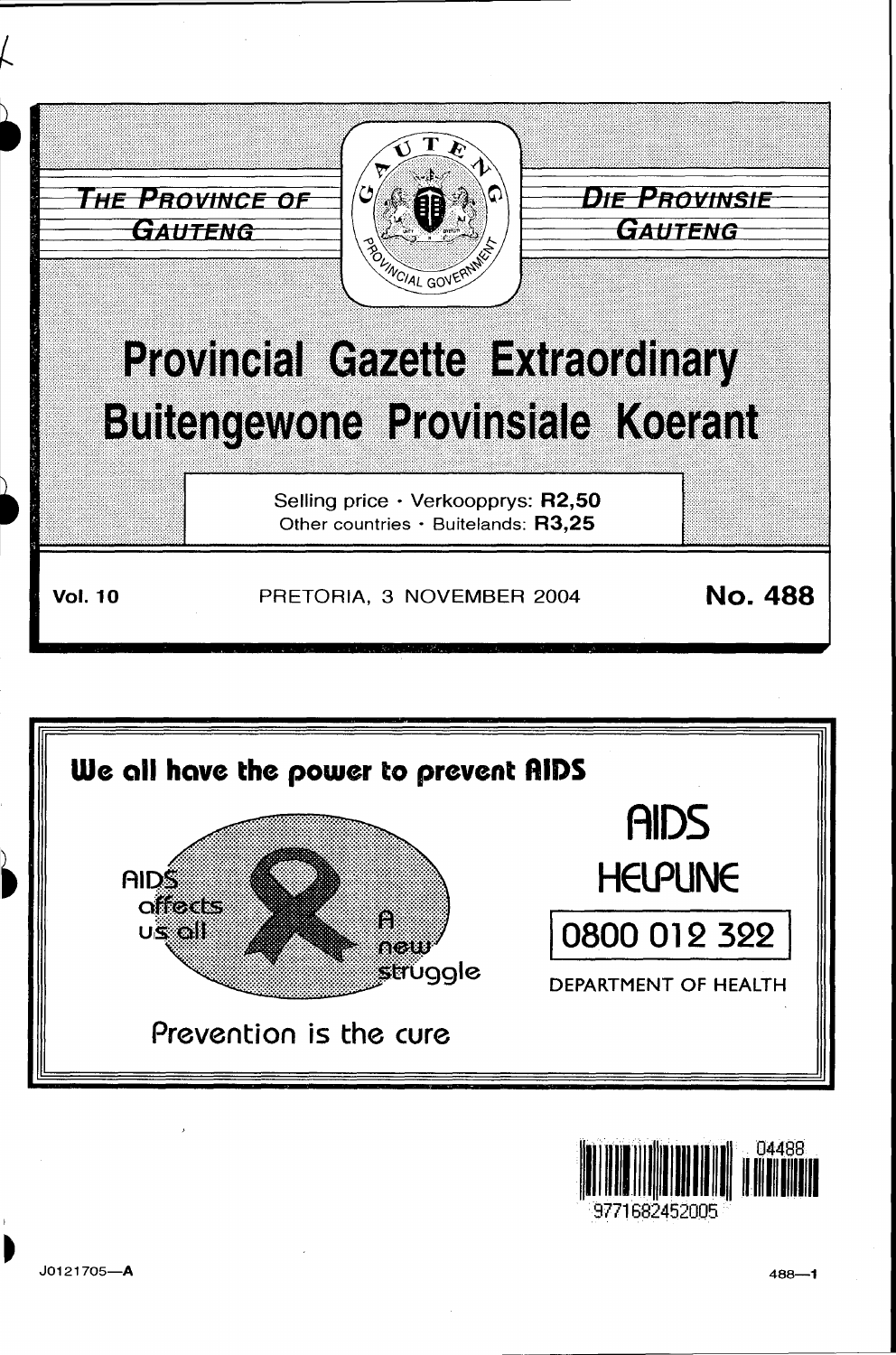THE PROVINCE OF GAUTENG

DIE PROVINSIE GAUTENG

# Provincial Gazette Extraordinary
# Buitengewone Provinsiale Koerant

Selling price · Verkoopprys: **R2,50**
Other countries · Buitelands: **R3,25**

**Vol. 10** PRETORIA, 3 NOVEMBER 2004 **No. 488**

**We all have the power to prevent AIDS**

AIDS affects us all

A new struggle

Prevention is the cure

AIDS HELPLINE

0800 012 322

DEPARTMENT OF HEALTH

04488

9771682452005

J0121705—A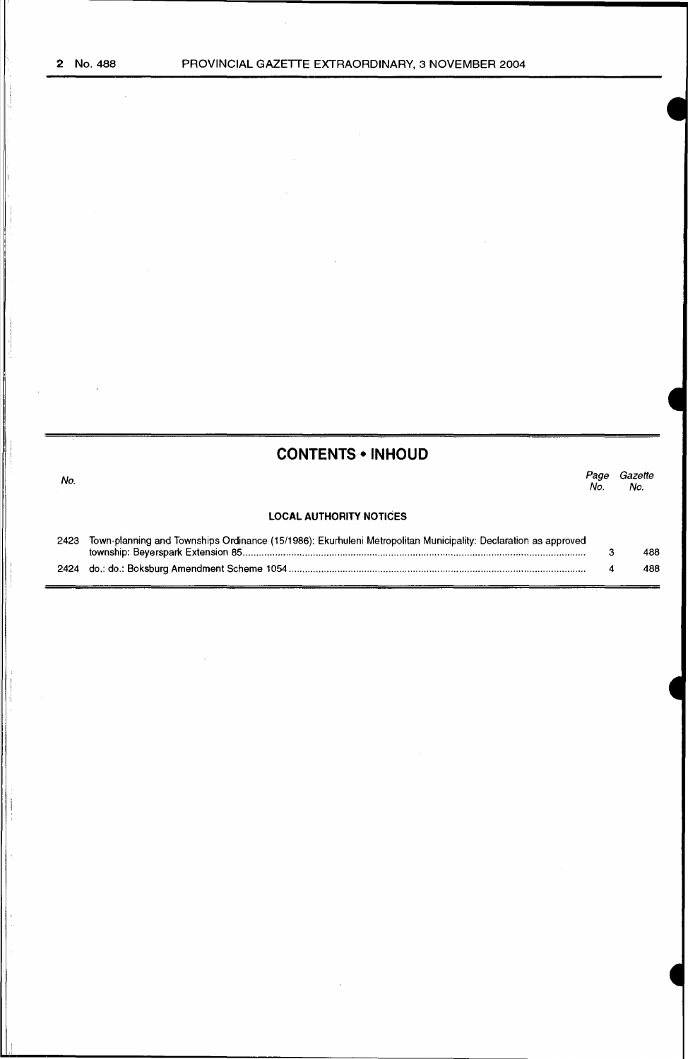## CONTENTS • INHOUD

| No. | | Page No. | Gazette No. |
|---|---|---|---|
| | **LOCAL AUTHORITY NOTICES** | | |
| 2423 | Town-planning and Townships Ordinance (15/1986): Ekurhuleni Metropolitan Municipality: Declaration as approved township: Beyerspark Extension 85 | 3 | 488 |
| 2424 | do.: do.: Boksburg Amendment Scheme 1054 | 4 | 488 |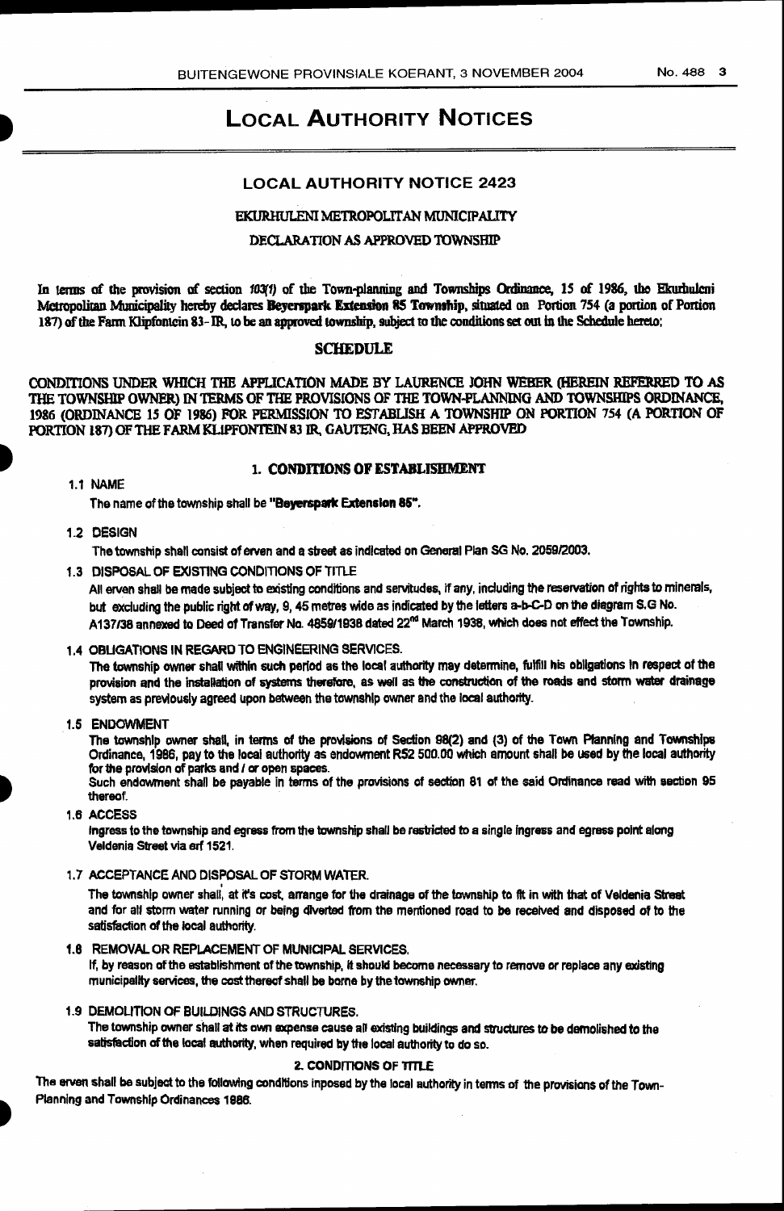# LOCAL AUTHORITY NOTICES

## LOCAL AUTHORITY NOTICE 2423

EKURHULENI METROPOLITAN MUNICIPALITY

DECLARATION AS APPROVED TOWNSHIP

In terms of the provision of section 103(1) of the Town-planning and Townships Ordinance, 15 of 1986, the Ekurhuleni Metropolitan Municipality hereby declares **Beyerspark Extension 85 Township**, situated on Portion 754 (a portion of Portion 187) of the Farm Klipfontein 83-IR, to be an approved township, subject to the conditions set out in the Schedule hereto;

### SCHEDULE

CONDITIONS UNDER WHICH THE APPLICATION MADE BY LAURENCE JOHN WEBER (HEREIN REFERRED TO AS THE TOWNSHIP OWNER) IN TERMS OF THE PROVISIONS OF THE TOWN-PLANNING AND TOWNSHIPS ORDINANCE, 1986 (ORDINANCE 15 OF 1986) FOR PERMISSION TO ESTABLISH A TOWNSHIP ON PORTION 754 (A PORTION OF PORTION 187) OF THE FARM KLIPFONTEIN 83 IR, GAUTENG, HAS BEEN APPROVED

#### 1. CONDITIONS OF ESTABLISHMENT

1.1 NAME

The name of the township shall be **"Beyerspark Extension 85"**.

1.2 DESIGN

The township shall consist of erven and a street as indicated on General Plan SG No. 2059/2003.

1.3 DISPOSAL OF EXISTING CONDITIONS OF TITLE

All erven shall be made subject to existing conditions and servitudes, if any, including the reservation of rights to minerals, but excluding the public right of way, 9, 45 metres wide as indicated by the letters a-b-C-D on the diagram S.G No. A137/38 annexed to Deed of Transfer No. 4859/1938 dated 22nd March 1938, which does not effect the Township.

1.4 OBLIGATIONS IN REGARD TO ENGINEERING SERVICES.

The township owner shall within such period as the local authority may determine, fulfill his obligations in respect of the provision and the installation of systems therefore, as well as the construction of the roads and storm water drainage system as previously agreed upon between the township owner and the local authority.

1.5 ENDOWMENT

The township owner shall, in terms of the provisions of Section 98(2) and (3) of the Town Planning and Townships Ordinance, 1986, pay to the local authority as endowment R52 500.00 which amount shall be used by the local authority for the provision of parks and / or open spaces.

Such endowment shall be payable in terms of the provisions of section 81 of the said Ordinance read with section 95 thereof.

1.6 ACCESS

Ingress to the township and egress from the township shall be restricted to a single ingress and egress point along Veldenia Street via erf 1521.

1.7 ACCEPTANCE AND DISPOSAL OF STORM WATER.

The township owner shall, at it's cost, arrange for the drainage of the township to fit in with that of Veldenia Street and for all storm water running or being diverted from the mentioned road to be received and disposed of to the satisfaction of the local authority.

1.8 REMOVAL OR REPLACEMENT OF MUNICIPAL SERVICES.

If, by reason of the establishment of the township, it should become necessary to remove or replace any existing municipality services, the cost thereof shall be borne by the township owner.

1.9 DEMOLITION OF BUILDINGS AND STRUCTURES.

The township owner shall at its own expense cause all existing buildings and structures to be demolished to the satisfaction of the local authority, when required by the local authority to do so.

#### 2. CONDITIONS OF TITLE

The erven shall be subject to the following conditions imposed by the local authority in terms of the provisions of the Town-Planning and Township Ordinances 1986.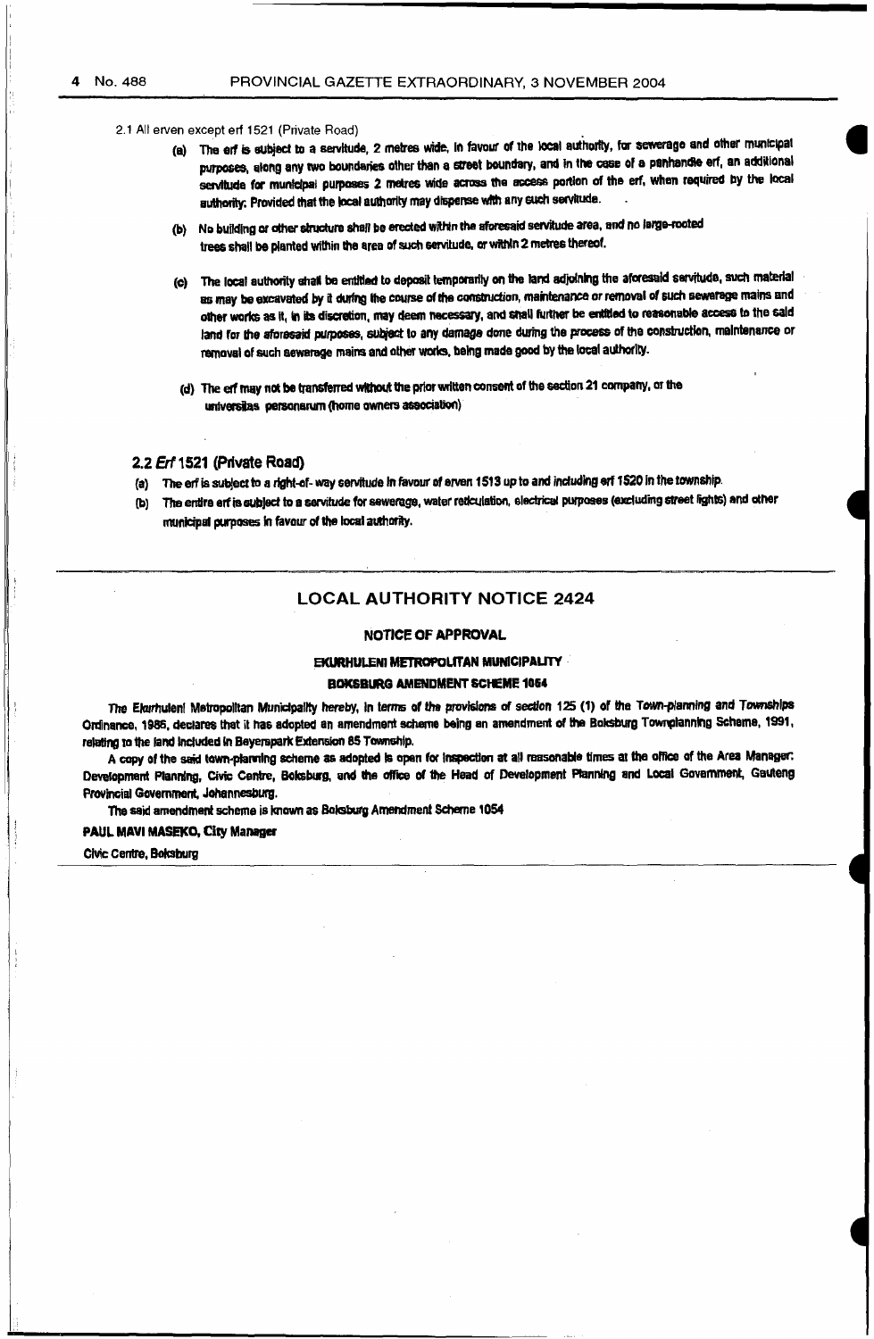2.1 All erven except erf 1521 (Private Road)

(a) The erf is subject to a servitude, 2 metres wide, in favour of the local authority, for sewerage and other municipal purposes, along any two boundaries other than a street boundary, and in the case of a panhandle erf, an additional servitude for municipal purposes 2 metres wide across the access portion of the erf, when required by the local authority: Provided that the local authority may dispense with any such servitude.

(b) No building or other structure shall be erected within the aforesaid servitude area, and no large-rooted trees shall be planted within the area of such servitude, or within 2 metres thereof.

(c) The local authority shall be entitled to deposit temporarily on the land adjoining the aforesaid servitude, such material as may be excavated by it during the course of the construction, maintenance or removal of such sewerage mains and other works as it, in its discretion, may deem necessary, and shall further be entitled to reasonable access to the said land for the aforesaid purposes, subject to any damage done during the process of the construction, maintenance or removal of such sewerage mains and other works, being made good by the local authority.

(d) The erf may not be transferred without the prior written consent of the section 21 company, or the universitas personarum (home owners association)

## 2.2 *Erf* 1521 (Private Road)

(a) The erf is subject to a right-of- way servitude in favour of erven 1513 up to and including erf 1520 in the township.

(b) The entire erf is subject to a servitude for sewerage, water reticulation, electrical purposes (excluding street lights) and other municipal purposes in favour of the local authority.

---

## LOCAL AUTHORITY NOTICE 2424

### NOTICE OF APPROVAL

### EKURHULENI METROPOLITAN MUNICIPALITY

### BOKSBURG AMENDMENT SCHEME 1054

The Ekurhuleni Metropolitan Municipality hereby, in terms of the provisions of section 125 (1) of the Town-planning and Townships Ordinance, 1986, declares that it has adopted an amendment scheme being an amendment of the Boksburg Townplanning Scheme, 1991, relating to the land included in Beyerspark Extension 85 Township.

A copy of the said town-planning scheme as adopted is open for inspection at all reasonable times at the office of the Area Manager: Development Planning, Civic Centre, Boksburg, and the office of the Head of Development Planning and Local Government, Gauteng Provincial Government, Johannesburg.

The said amendment scheme is known as Boksburg Amendment Scheme 1054

**PAUL MAVI MASEKO, City Manager**

Civic Centre, Boksburg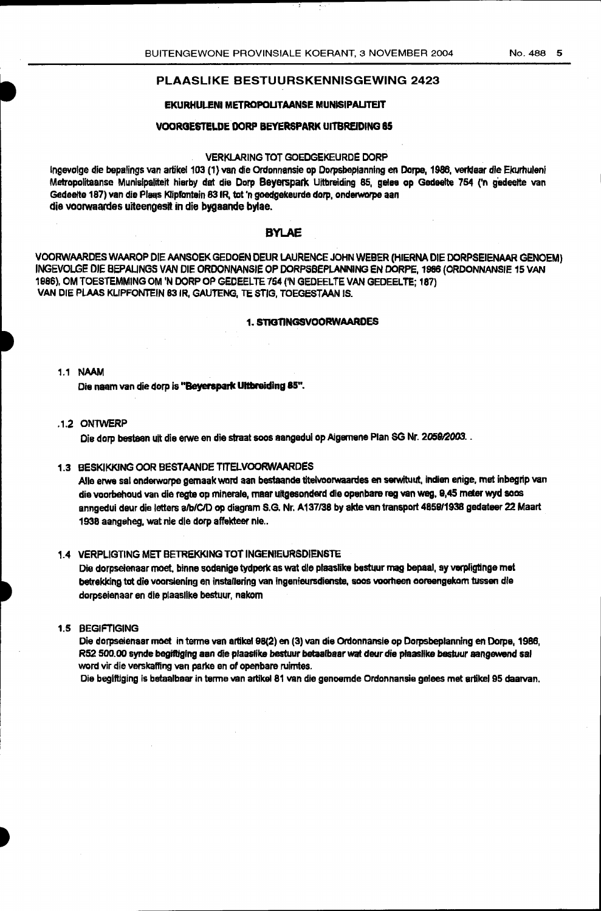## PLAASLIKE BESTUURSKENNISGEWING 2423

### EKURHULENI METROPOLITAANSE MUNISIPALITEIT

### VOORGESTELDE DORP BEYERSPARK UITBREIDING 85

VERKLARING TOT GOEDGEKEURDE DORP

Ingevolge die bepalings van artikel 103 (1) van die Ordonnansie op Dorpsbeplanning en Dorpe, 1986, verklaar die Ekurhuleni Metropolitaanse Munisipaliteit hierby dat die Dorp Beyerspark Uitbreiding 85, geleë op Gedeelte 754 ('n gedeelte van Gedeelte 187) van die Plaas Klipfontein 83 IR, tot 'n goedgekeurde dorp, onderworpe aan die voorwaardes uiteengesit in die bygaande bylae.

### BYLAE

VOORWAARDES WAAROP DIE AANSOEK GEDOEN DEUR LAURENCE JOHN WEBER (HIERNA DIE DORPSEIENAAR GENOEM) INGEVOLGE DIE BEPALINGS VAN DIE ORDONNANSIE OP DORPSBEPLANNING EN DORPE, 1986 (ORDONNANSIE 15 VAN 1986), OM TOESTEMMING OM 'N DORP OP GEDEELTE 754 ('N GEDEELTE VAN GEDEELTE; 187) VAN DIE PLAAS KLIPFONTEIN 83 IR, GAUTENG, TE STIG, TOEGESTAAN IS.

#### 1. STIGTINGSVOORWAARDES

1.1 NAAM

Die naam van die dorp is **"Beyerspark Uitbreiding 85"**.

1.2 ONTWERP

Die dorp bestaan uit die erwe en die straat soos aangedui op Algemene Plan SG Nr. 2059/2003. .

1.3 BESKIKKING OOR BESTAANDE TITELVOORWAARDES

Alle erwe sal onderworpe gemaak word aan bestaande titelvoorwaardes en serwituut, indien enige, met inbegrip van die voorbehoud van die regte op minerale, maar uitgesonderd die openbare reg van weg, 9,45 meter wyd soos anngedui deur die letters a/b/C/D op diagram S.G. Nr. A137/38 by akte van transport 4859/1938 gedateer 22 Maart 1938 aangeheg, wat nie die dorp affekteer nie..

1.4 VERPLIGTING MET BETREKKING TOT INGENIEURSDIENSTE

Die dorpseienaar moet, binne sodanige tydperk as wat die plaaslike bestuur mag bepaal, sy verpligtinge met betrekking tot die voorsiening en installering van ingenieursdienste, soos voorheen ooreengekom tussen die dorpseienaar en die plaaslike bestuur, nakom

1.5 BEGIFTIGING

Die dorpseienaar moet in terme van artikel 98(2) en (3) van die Ordonnansie op Dorpsbeplanning en Dorpe, 1986, R52 500.00 synde begiftiging aan die plaaslike bestuur betaalbaar wat deur die plaaslike bestuur aangewend sal word vir die verskaffing van parke en of openbare ruimtes.

Die begiftiging is betaalbaar in terme van artikel 81 van die genoemde Ordonnansie gelees met artikel 95 daarvan.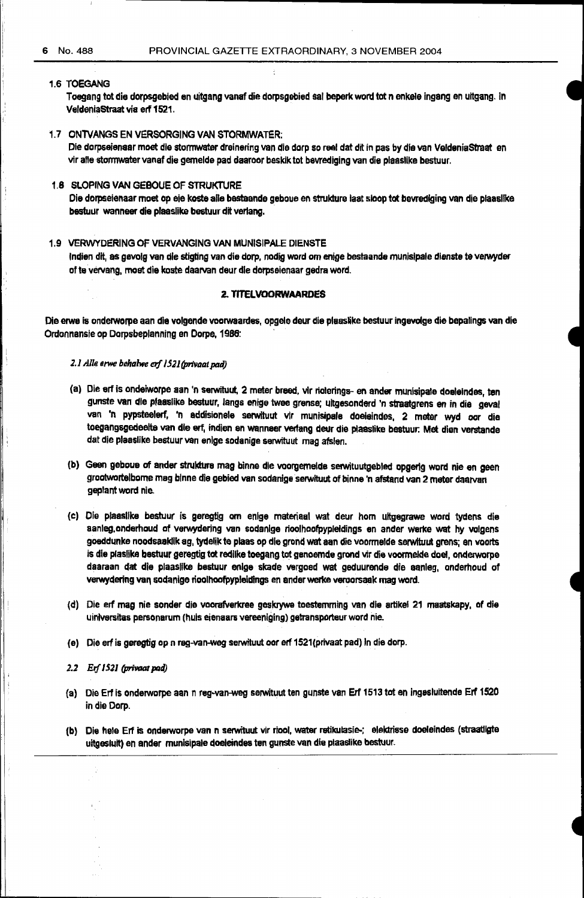1.6 TOEGANG

Toegang tot die dorpsgebied en uitgang vanaf die dorpsgebied sal beperk word tot n enkele ingang en uitgang. In VeldeniaStraat via erf 1521.

1.7 ONTVANGS EN VERSORGING VAN STORMWATER:

Die dorpseienaar moet die stormwater dreinering van die dorp so reel dat dit in pas by die van VeldeniaStraat en vir alle stormwater vanaf die gemelde pad daaroor beskik tot bevrediging van die plaaslike bestuur.

1.8 SLOPING VAN GEBOUE OF STRUKTURE

Die dorpseienaar moet op eie koste alle bestaande geboue en strukture laat sloop tot bevrediging van die plaaslike bestuur wanneer die plaaslike bestuur dit verlang.

1.9 VERWYDERING OF VERVANGING VAN MUNISIPALE DIENSTE

Indien dit, as gevolg van die stigting van die dorp, nodig word om enige bestaande munisipale dienste te verwyder of te vervang, moet die koste daarvan deur die dorpseienaar gedra word.

## 2. TITELVOORWAARDES

Die erwe is onderworpe aan die volgende voorwaardes, opgelê deur die plaaslike bestuur ingevolge die bepalings van die Ordonnansie op Dorpsbeplanning en Dorpe, 1986:

*2.1 Alle erwe behalwe erf 1521 (privaat pad)*

(a) Die erf is ondeworpe aan 'n serwituut, 2 meter breed, vir riolerings- en ander munisipale doeleindes, ten gunste van die plaaslike bestuur, langs enige twee grense; uitgesonderd 'n straatgrens en in die geval van 'n pypsteelerf, 'n addisionele serwituut vir munisipale doeleindes, 2 meter wyd oor die toegangsgedeelte van die erf, indien en wanneer verlang deur die plaaslike bestuur: Met dien verstande dat die plaaslike bestuur van enige sodanige serwituut mag afsien.

(b) Geen geboue of ander strukture mag binne die voorgemelde serwituutgebied opgerig word nie en geen grootwortelbome mag binne die gebied van sodanige serwituut of binne 'n afstand van 2 meter daarvan geplant word nie.

(c) Die plaaslike bestuur is geregtig om enige materiaal wat deur hom uitgegrawe word tydens die aanleg,onderhoud of verwydering van sodanige rioolhoofpypleidings en ander werke wat hy volgens goeddunke noodsaaklik ag, tydelik te plaas op die grond wat aan die voormelde serwituut grens; en voorts is die plaslike bestuur geregtig tot redlike toegang tot genoemde grond vir die voormelde doel, onderworpe daaraan dat die plaaslike bestuur enige skade vergoed wat geduurende die aanleg, onderhoud of verwydering van sodanige rioolhoofpypleidings en ander werke veroorsaak mag word.

(d) Die erf mag nie sonder die voorafverkree geskrywe toestemming van die artikel 21 maatskapy, of die universitas personarum (huis eienaars vereeniging) getransporteur word nie.

(e) Die erf is geregtig op n reg-van-weg serwituut oor erf 1521(privaat pad) in die dorp.

*2.2 Erf 1521 (privaat pad)*

(a) Die Erf is onderworpe aan n reg-van-weg serwituut ten gunste van Erf 1513 tot en ingesluitende Erf 1520 in die Dorp.

(b) Die hele Erf is onderworpe van n serwituut vir riool, water retikulasie-; elektriese doeleindes (straatligte uitgesluit) en ander munisipale doeleindes ten gunste van die plaaslike bestuur.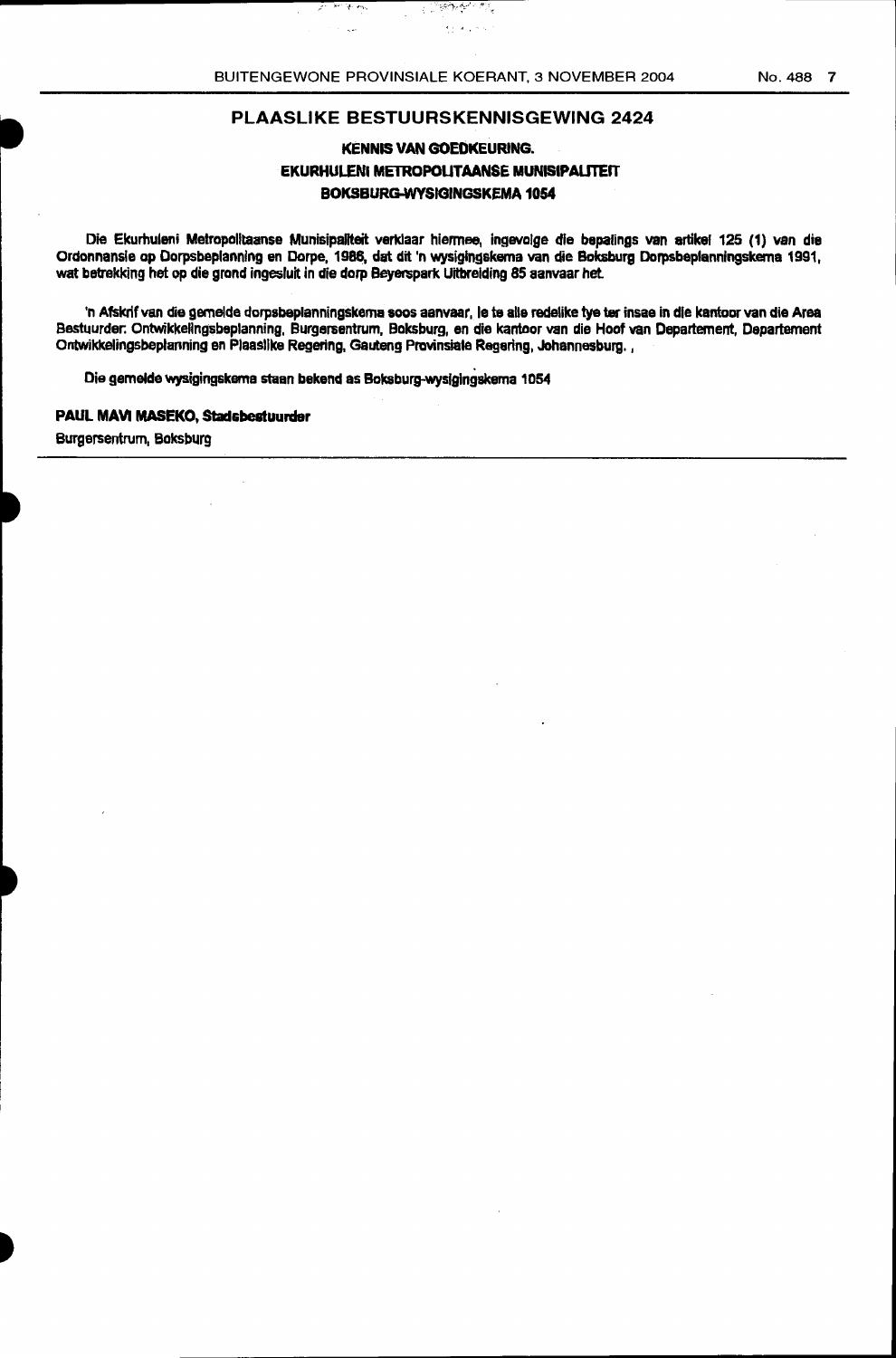## PLAASLIKE BESTUURSKENNISGEWING 2424

### KENNIS VAN GOEDKEURING.

### EKURHULENI METROPOLITAANSE MUNISIPALITEIT

### BOKSBURG-WYSIGINGSKEMA 1054

Die Ekurhuleni Metropolitaanse Munisipaliteit verklaar hiermee, ingevolge die bepalings van artikel 125 (1) van die Ordonnansie op Dorpsbeplanning en Dorpe, 1986, dat dit 'n wysigingskema van die Boksburg Dorpsbeplanningskema 1991, wat betrekking het op die grond ingesluit in die dorp Beyerspark Uitbreiding 85 aanvaar het.

'n Afskrif van die gemelde dorpsbeplanningskema soos aanvaar, le te alle redelike tye ter insae in die kantoor van die Area Bestuurder: Ontwikkelingsbeplanning, Burgersentrum, Boksburg, en die kantoor van die Hoof van Departement, Departement Ontwikkelingsbeplanning en Plaaslike Regering, Gauteng Provinsiale Regering, Johannesburg. ,

Die gemelde wysigingskema staan bekend as Boksburg-wysigingskema 1054

**PAUL MAVI MASEKO, Stadsbestuurder**

Burgersentrum, Boksburg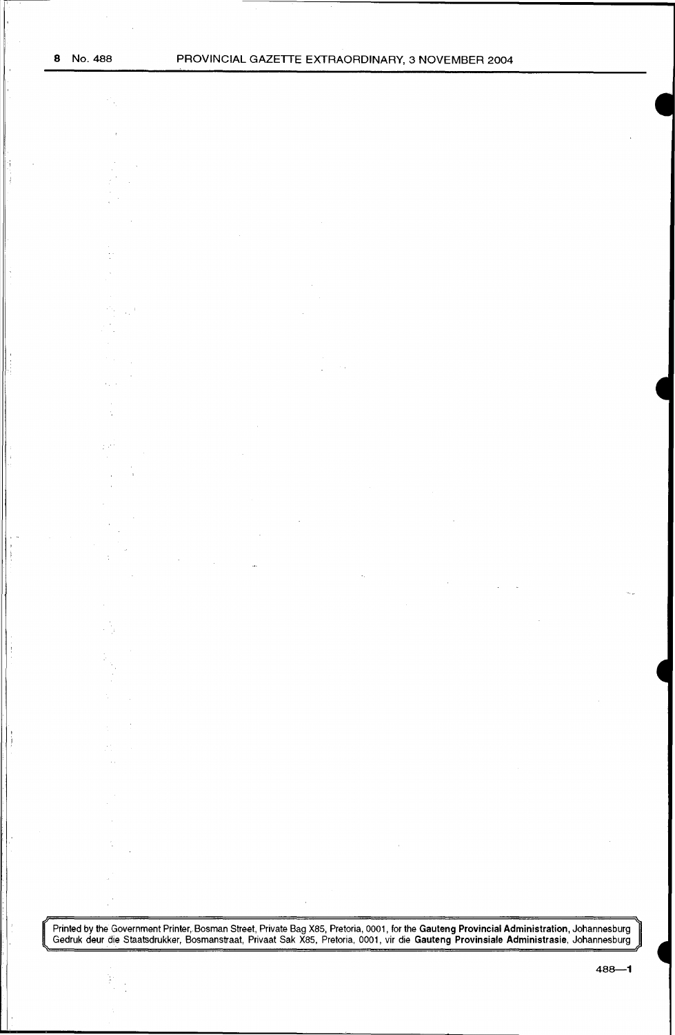Printed by the Government Printer, Bosman Street, Private Bag X85, Pretoria, 0001, for the **Gauteng Provincial Administration**, Johannesburg
Gedruk deur die Staatsdrukker, Bosmanstraat, Privaat Sak X85, Pretoria, 0001, vir die **Gauteng Provinsiale Administrasie**, Johannesburg

488—1